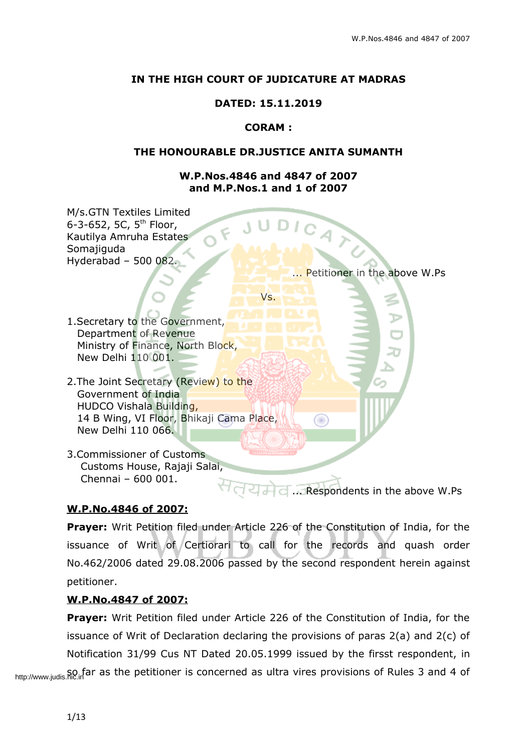**IN THE HIGH COURT OF JUDICATURE AT MADRAS**

**DATED: 15.11.2019**

**CORAM :**

**THE HONOURABLE DR.JUSTICE ANITA SUMANTH**

**W.P.Nos.4846 and 4847 of 2007**
**and M.P.Nos.1 and 1 of 2007**

M/s.GTN Textiles Limited
6-3-652, 5C, 5th Floor,
Kautilya Amruha Estates
Somajiguda
Hyderabad – 500 082.

... Petitioner in the above W.Ps

Vs.

1.Secretary to the Government,
Department of Revenue
Ministry of Finance, North Block,
New Delhi 110 001.

2.The Joint Secretary (Review) to the
Government of India
HUDCO Vishala Building,
14 B Wing, VI Floor, Bhikaji Cama Place,
New Delhi 110 066.

3.Commissioner of Customs
Customs House, Rajaji Salai,
Chennai – 600 001.

... Respondents in the above W.Ps

**W.P.No.4846 of 2007:**

**Prayer:** Writ Petition filed under Article 226 of the Constitution of India, for the issuance of Writ of Certiorari to call for the records and quash order No.462/2006 dated 29.08.2006 passed by the second respondent herein against petitioner.

**W.P.No.4847 of 2007:**

**Prayer:** Writ Petition filed under Article 226 of the Constitution of India, for the issuance of Writ of Declaration declaring the provisions of paras 2(a) and 2(c) of Notification 31/99 Cus NT Dated 20.05.1999 issued by the firsst respondent, in so far as the petitioner is concerned as ultra vires provisions of Rules 3 and 4 of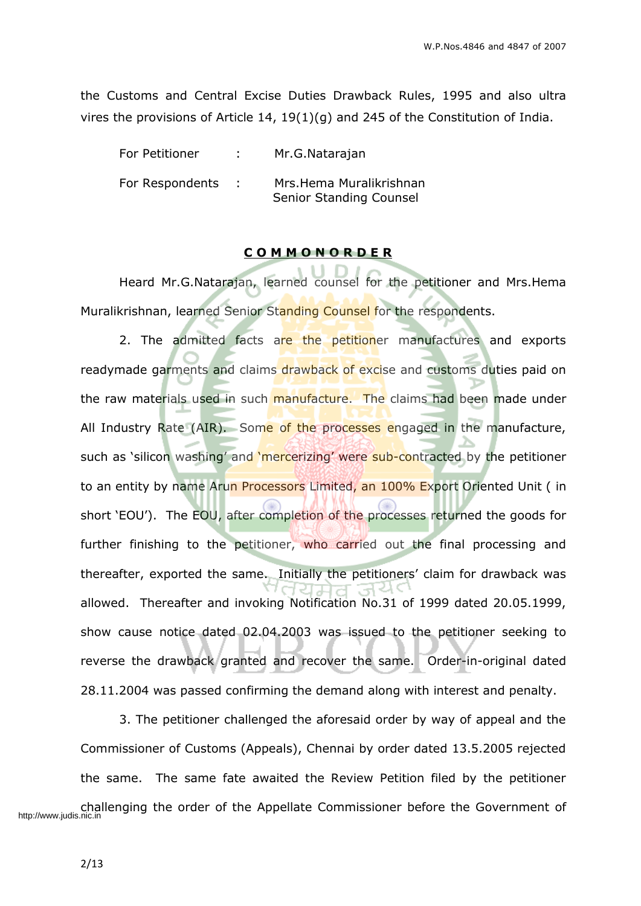the Customs and Central Excise Duties Drawback Rules, 1995 and also ultra vires the provisions of Article 14, 19(1)(g) and 245 of the Constitution of India.

For Petitioner : Mr.G.Natarajan

For Respondents : Mrs.Hema Muralikrishnan
Senior Standing Counsel

**COMMONORDER**

Heard Mr.G.Natarajan, learned counsel for the petitioner and Mrs.Hema Muralikrishnan, learned Senior Standing Counsel for the respondents.

2. The admitted facts are the petitioner manufactures and exports readymade garments and claims drawback of excise and customs duties paid on the raw materials used in such manufacture. The claims had been made under All Industry Rate (AIR). Some of the processes engaged in the manufacture, such as 'silicon washing' and 'mercerizing' were sub-contracted by the petitioner to an entity by name Arun Processors Limited, an 100% Export Oriented Unit ( in short 'EOU'). The EOU, after completion of the processes returned the goods for further finishing to the petitioner, who carried out the final processing and thereafter, exported the same. Initially the petitioners' claim for drawback was allowed. Thereafter and invoking Notification No.31 of 1999 dated 20.05.1999, show cause notice dated 02.04.2003 was issued to the petitioner seeking to reverse the drawback granted and recover the same. Order-in-original dated 28.11.2004 was passed confirming the demand along with interest and penalty.

3. The petitioner challenged the aforesaid order by way of appeal and the Commissioner of Customs (Appeals), Chennai by order dated 13.5.2005 rejected the same. The same fate awaited the Review Petition filed by the petitioner challenging the order of the Appellate Commissioner before the Government of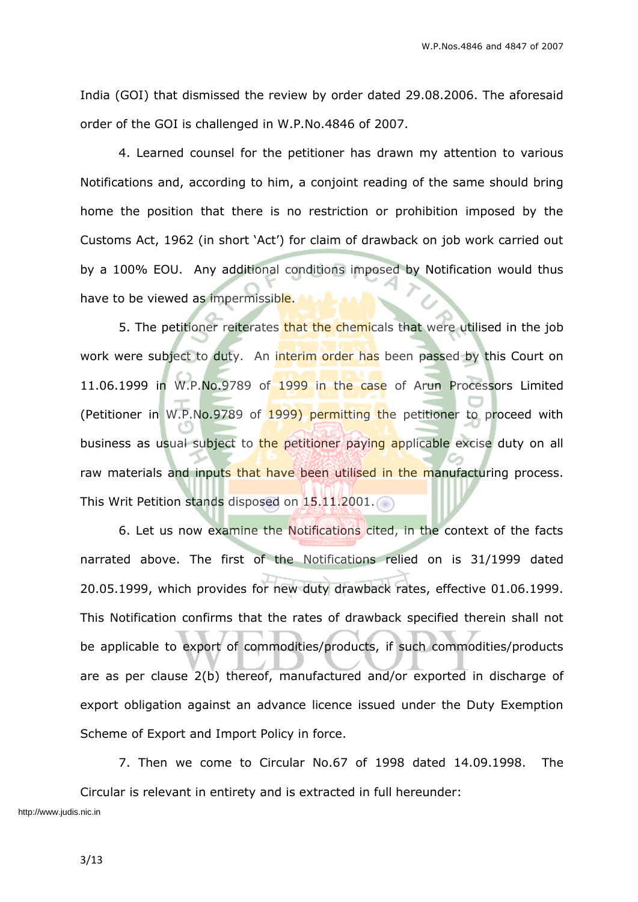India (GOI) that dismissed the review by order dated 29.08.2006. The aforesaid order of the GOI is challenged in W.P.No.4846 of 2007.

4. Learned counsel for the petitioner has drawn my attention to various Notifications and, according to him, a conjoint reading of the same should bring home the position that there is no restriction or prohibition imposed by the Customs Act, 1962 (in short 'Act') for claim of drawback on job work carried out by a 100% EOU. Any additional conditions imposed by Notification would thus have to be viewed as impermissible.

5. The petitioner reiterates that the chemicals that were utilised in the job work were subject to duty. An interim order has been passed by this Court on 11.06.1999 in W.P.No.9789 of 1999 in the case of Arun Processors Limited (Petitioner in W.P.No.9789 of 1999) permitting the petitioner to proceed with business as usual subject to the petitioner paying applicable excise duty on all raw materials and inputs that have been utilised in the manufacturing process. This Writ Petition stands disposed on 15.11.2001.

6. Let us now examine the Notifications cited, in the context of the facts narrated above. The first of the Notifications relied on is 31/1999 dated 20.05.1999, which provides for new duty drawback rates, effective 01.06.1999. This Notification confirms that the rates of drawback specified therein shall not be applicable to export of commodities/products, if such commodities/products are as per clause 2(b) thereof, manufactured and/or exported in discharge of export obligation against an advance licence issued under the Duty Exemption Scheme of Export and Import Policy in force.

7. Then we come to Circular No.67 of 1998 dated 14.09.1998. The Circular is relevant in entirety and is extracted in full hereunder: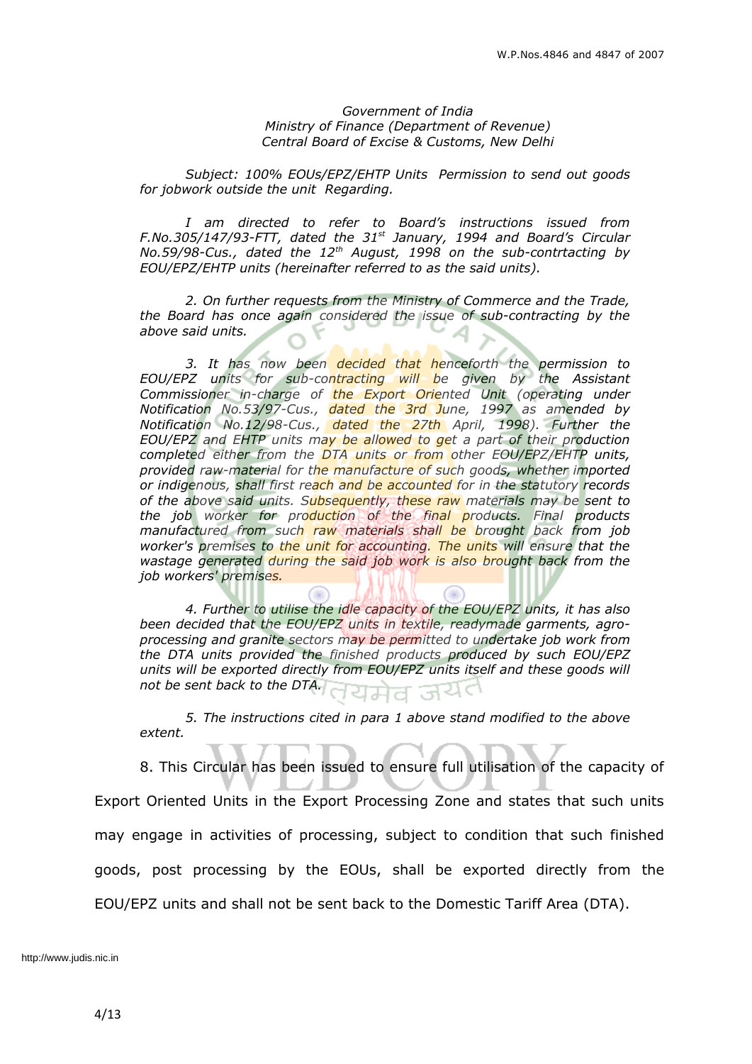*Government of India*
*Ministry of Finance (Department of Revenue)*
*Central Board of Excise & Customs, New Delhi*

*Subject: 100% EOUs/EPZ/EHTP Units Permission to send out goods for jobwork outside the unit Regarding.*

*I am directed to refer to Board's instructions issued from F.No.305/147/93-FTT, dated the 31st January, 1994 and Board's Circular No.59/98-Cus., dated the 12th August, 1998 on the sub-contrtacting by EOU/EPZ/EHTP units (hereinafter referred to as the said units).*

*2. On further requests from the Ministry of Commerce and the Trade, the Board has once again considered the issue of sub-contracting by the above said units.*

*3. It has now been decided that henceforth the permission to EOU/EPZ units for sub-contracting will be given by the Assistant Commissioner in-charge of the Export Oriented Unit (operating under Notification No.53/97-Cus., dated the 3rd June, 1997 as amended by Notification No.12/98-Cus., dated the 27th April, 1998). Further the EOU/EPZ and EHTP units may be allowed to get a part of their production completed either from the DTA units or from other EOU/EPZ/EHTP units, provided raw-material for the manufacture of such goods, whether imported or indigenous, shall first reach and be accounted for in the statutory records of the above said units. Subsequently, these raw materials may be sent to the job worker for production of the final products. Final products manufactured from such raw materials shall be brought back from job worker's premises to the unit for accounting. The units will ensure that the wastage generated during the said job work is also brought back from the job workers' premises.*

*4. Further to utilise the idle capacity of the EOU/EPZ units, it has also been decided that the EOU/EPZ units in textile, readymade garments, agro-processing and granite sectors may be permitted to undertake job work from the DTA units provided the finished products produced by such EOU/EPZ units will be exported directly from EOU/EPZ units itself and these goods will not be sent back to the DTA.*

*5. The instructions cited in para 1 above stand modified to the above extent.*

8. This Circular has been issued to ensure full utilisation of the capacity of Export Oriented Units in the Export Processing Zone and states that such units may engage in activities of processing, subject to condition that such finished goods, post processing by the EOUs, shall be exported directly from the EOU/EPZ units and shall not be sent back to the Domestic Tariff Area (DTA).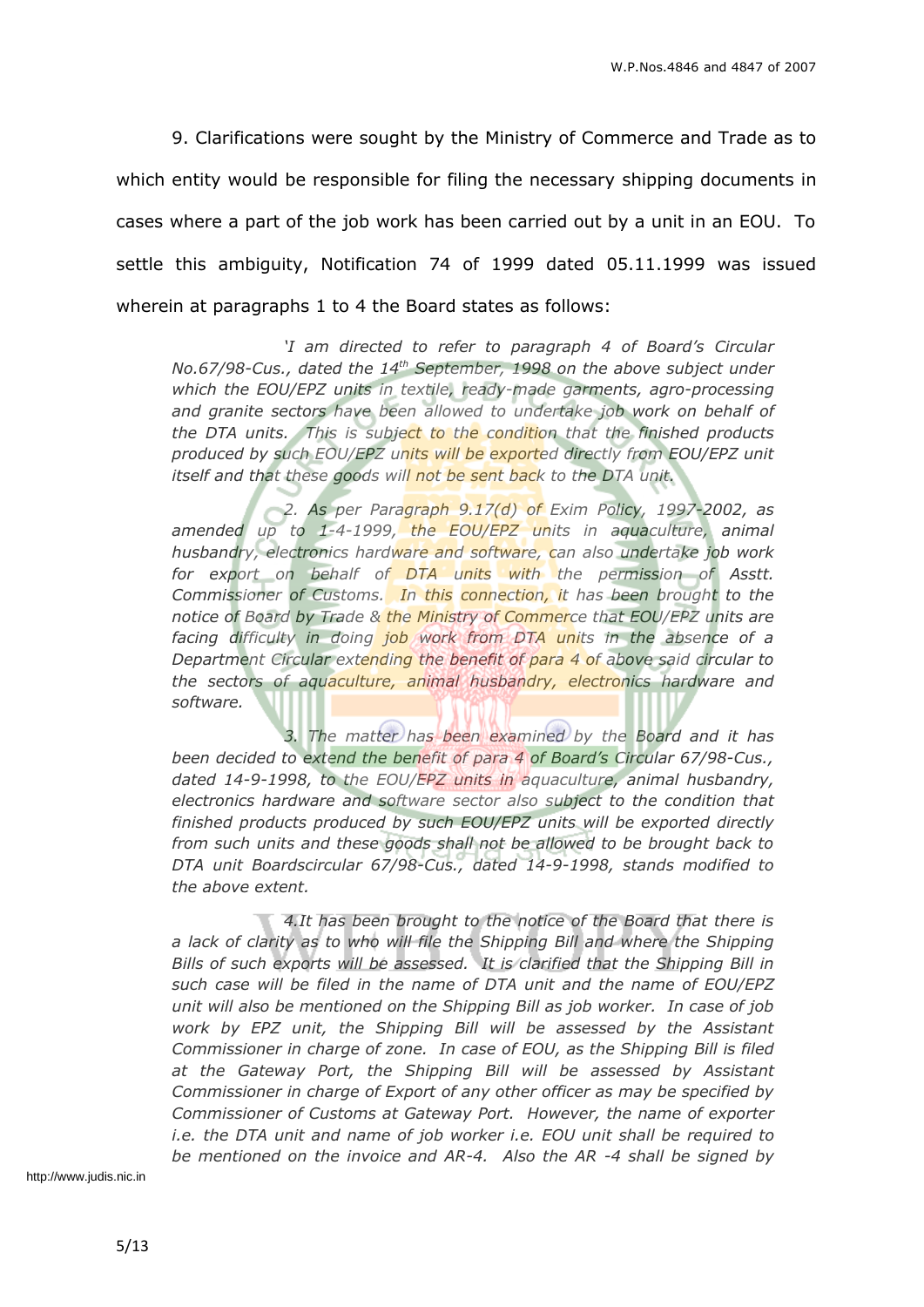9. Clarifications were sought by the Ministry of Commerce and Trade as to which entity would be responsible for filing the necessary shipping documents in cases where a part of the job work has been carried out by a unit in an EOU. To settle this ambiguity, Notification 74 of 1999 dated 05.11.1999 was issued wherein at paragraphs 1 to 4 the Board states as follows:

> *'I am directed to refer to paragraph 4 of Board's Circular No.67/98-Cus., dated the 14th September, 1998 on the above subject under which the EOU/EPZ units in textile, ready-made garments, agro-processing and granite sectors have been allowed to undertake job work on behalf of the DTA units. This is subject to the condition that the finished products produced by such EOU/EPZ units will be exported directly from EOU/EPZ unit itself and that these goods will not be sent back to the DTA unit.*
>
> *2. As per Paragraph 9.17(d) of Exim Policy, 1997-2002, as amended up to 1-4-1999, the EOU/EPZ units in aquaculture, animal husbandry, electronics hardware and software, can also undertake job work for export on behalf of DTA units with the permission of Asstt. Commissioner of Customs. In this connection, it has been brought to the notice of Board by Trade & the Ministry of Commerce that EOU/EPZ units are facing difficulty in doing job work from DTA units in the absence of a Department Circular extending the benefit of para 4 of above said circular to the sectors of aquaculture, animal husbandry, electronics hardware and software.*
>
> *3. The matter has been examined by the Board and it has been decided to extend the benefit of para 4 of Board's Circular 67/98-Cus., dated 14-9-1998, to the EOU/EPZ units in aquaculture, animal husbandry, electronics hardware and software sector also subject to the condition that finished products produced by such EOU/EPZ units will be exported directly from such units and these goods shall not be allowed to be brought back to DTA unit Boardscircular 67/98-Cus., dated 14-9-1998, stands modified to the above extent.*
>
> *4.It has been brought to the notice of the Board that there is a lack of clarity as to who will file the Shipping Bill and where the Shipping Bills of such exports will be assessed. It is clarified that the Shipping Bill in such case will be filed in the name of DTA unit and the name of EOU/EPZ unit will also be mentioned on the Shipping Bill as job worker. In case of job work by EPZ unit, the Shipping Bill will be assessed by the Assistant Commissioner in charge of zone. In case of EOU, as the Shipping Bill is filed at the Gateway Port, the Shipping Bill will be assessed by Assistant Commissioner in charge of Export of any other officer as may be specified by Commissioner of Customs at Gateway Port. However, the name of exporter i.e. the DTA unit and name of job worker i.e. EOU unit shall be required to be mentioned on the invoice and AR-4. Also the AR -4 shall be signed by*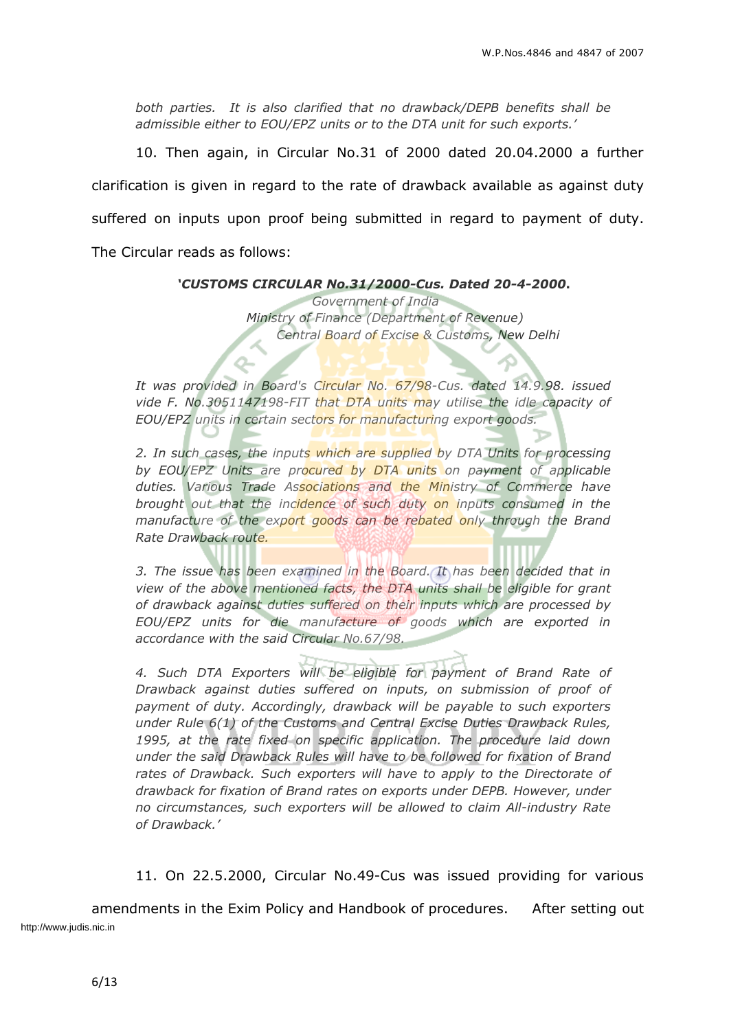*both parties. It is also clarified that no drawback/DEPB benefits shall be admissible either to EOU/EPZ units or to the DTA unit for such exports.'*

10. Then again, in Circular No.31 of 2000 dated 20.04.2000 a further clarification is given in regard to the rate of drawback available as against duty suffered on inputs upon proof being submitted in regard to payment of duty. The Circular reads as follows:

***'CUSTOMS CIRCULAR No.31/2000-Cus. Dated 20-4-2000.***

*Government of India*
*Ministry of Finance (Department of Revenue)*
*Central Board of Excise & Customs, New Delhi*

*It was provided in Board's Circular No. 67/98-Cus. dated 14.9.98. issued vide F. No.3051147198-FIT that DTA units may utilise the idle capacity of EOU/EPZ units in certain sectors for manufacturing export goods.*

*2. In such cases, the inputs which are supplied by DTA Units for processing by EOU/EPZ Units are procured by DTA units on payment of applicable duties. Various Trade Associations and the Ministry of Commerce have brought out that the incidence of such duty on inputs consumed in the manufacture of the export goods can be rebated only through the Brand Rate Drawback route.*

*3. The issue has been examined in the Board. It has been decided that in view of the above mentioned facts, the DTA units shall be eligible for grant of drawback against duties suffered on their inputs which are processed by EOU/EPZ units for die manufacture of goods which are exported in accordance with the said Circular No.67/98.*

*4. Such DTA Exporters will be eligible for payment of Brand Rate of Drawback against duties suffered on inputs, on submission of proof of payment of duty. Accordingly, drawback will be payable to such exporters under Rule 6(1) of the Customs and Central Excise Duties Drawback Rules, 1995, at the rate fixed on specific application. The procedure laid down under the said Drawback Rules will have to be followed for fixation of Brand rates of Drawback. Such exporters will have to apply to the Directorate of drawback for fixation of Brand rates on exports under DEPB. However, under no circumstances, such exporters will be allowed to claim All-industry Rate of Drawback.'*

11. On 22.5.2000, Circular No.49-Cus was issued providing for various amendments in the Exim Policy and Handbook of procedures. After setting out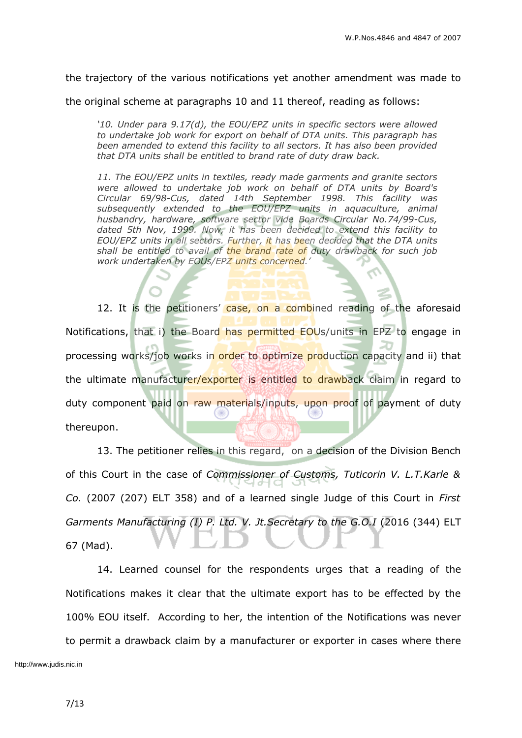the trajectory of the various notifications yet another amendment was made to the original scheme at paragraphs 10 and 11 thereof, reading as follows:

> *'10. Under para 9.17(d), the EOU/EPZ units in specific sectors were allowed to undertake job work for export on behalf of DTA units. This paragraph has been amended to extend this facility to all sectors. It has also been provided that DTA units shall be entitled to brand rate of duty draw back.*
>
> *11. The EOU/EPZ units in textiles, ready made garments and granite sectors were allowed to undertake job work on behalf of DTA units by Board's Circular 69/98-Cus, dated 14th September 1998. This facility was subsequently extended to the EOU/EPZ units in aquaculture, animal husbandry, hardware, software sector vide Boards Circular No.74/99-Cus, dated 5th Nov, 1999. Now, it has been decided to extend this facility to EOU/EPZ units in all sectors. Further, it has been decided that the DTA units shall be entitled to avail of the brand rate of duty drawback for such job work undertaken by EOUs/EPZ units concerned.'*

12. It is the petitioners' case, on a combined reading of the aforesaid Notifications, that i) the Board has permitted EOUs/units in EPZ to engage in processing works/job works in order to optimize production capacity and ii) that the ultimate manufacturer/exporter is entitled to drawback claim in regard to duty component paid on raw materials/inputs, upon proof of payment of duty thereupon.

13. The petitioner relies in this regard, on a decision of the Division Bench of this Court in the case of *Commissioner of Customs, Tuticorin V. L.T.Karle & Co.* (2007 (207) ELT 358) and of a learned single Judge of this Court in *First Garments Manufacturing (I) P. Ltd. V. Jt.Secretary to the G.O.I* (2016 (344) ELT 67 (Mad).

14. Learned counsel for the respondents urges that a reading of the Notifications makes it clear that the ultimate export has to be effected by the 100% EOU itself. According to her, the intention of the Notifications was never to permit a drawback claim by a manufacturer or exporter in cases where there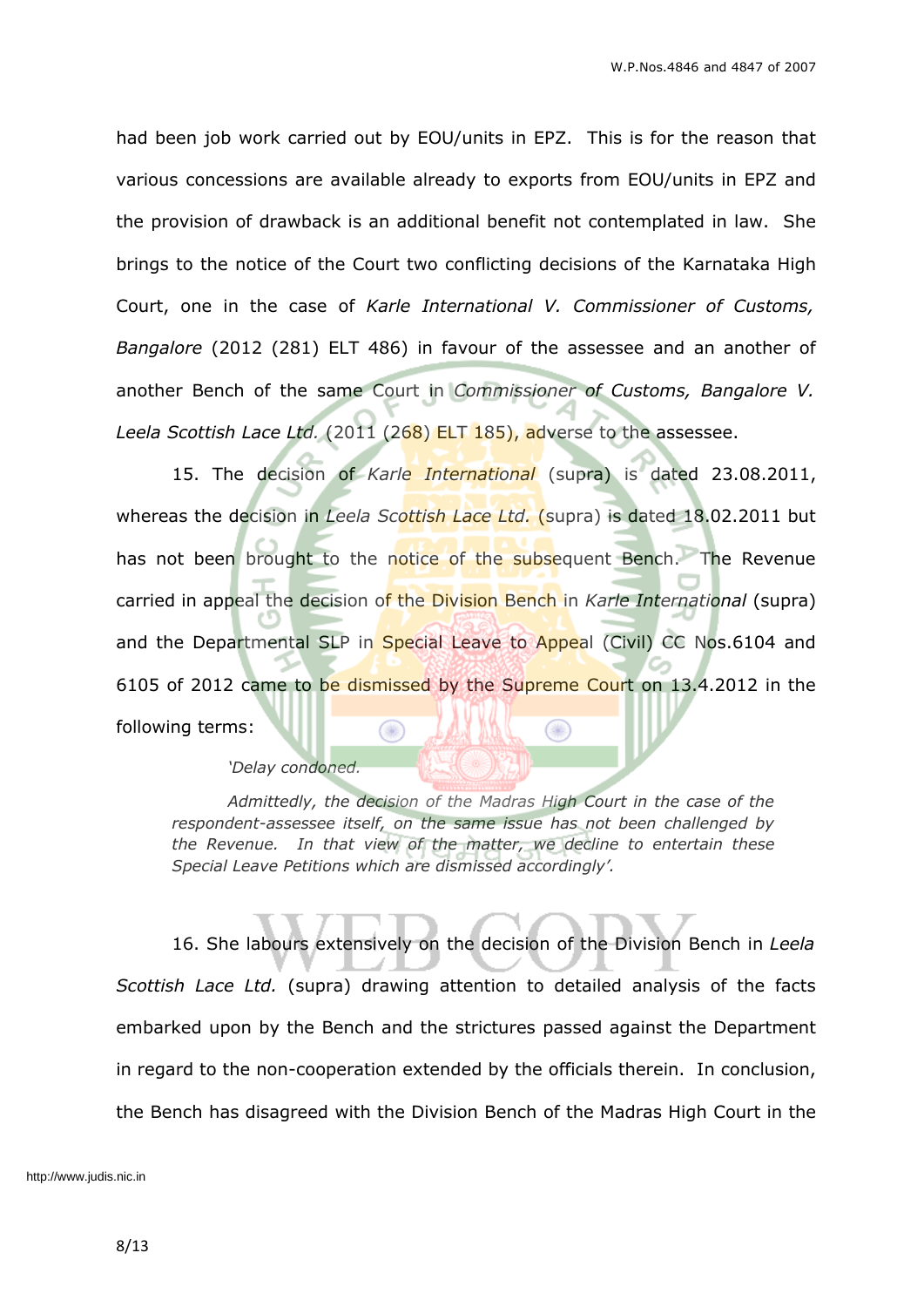had been job work carried out by EOU/units in EPZ. This is for the reason that various concessions are available already to exports from EOU/units in EPZ and the provision of drawback is an additional benefit not contemplated in law. She brings to the notice of the Court two conflicting decisions of the Karnataka High Court, one in the case of *Karle International V. Commissioner of Customs, Bangalore* (2012 (281) ELT 486) in favour of the assessee and an another of another Bench of the same Court in *Commissioner of Customs, Bangalore V. Leela Scottish Lace Ltd.* (2011 (268) ELT 185), adverse to the assessee.

15. The decision of *Karle International* (supra) is dated 23.08.2011, whereas the decision in *Leela Scottish Lace Ltd.* (supra) is dated 18.02.2011 but has not been brought to the notice of the subsequent Bench. The Revenue carried in appeal the decision of the Division Bench in *Karle International* (supra) and the Departmental SLP in Special Leave to Appeal (Civil) CC Nos.6104 and 6105 of 2012 came to be dismissed by the Supreme Court on 13.4.2012 in the following terms:

> *'Delay condoned.*
>
> *Admittedly, the decision of the Madras High Court in the case of the respondent-assessee itself, on the same issue has not been challenged by the Revenue. In that view of the matter, we decline to entertain these Special Leave Petitions which are dismissed accordingly'.*

16. She labours extensively on the decision of the Division Bench in *Leela Scottish Lace Ltd.* (supra) drawing attention to detailed analysis of the facts embarked upon by the Bench and the strictures passed against the Department in regard to the non-cooperation extended by the officials therein. In conclusion, the Bench has disagreed with the Division Bench of the Madras High Court in the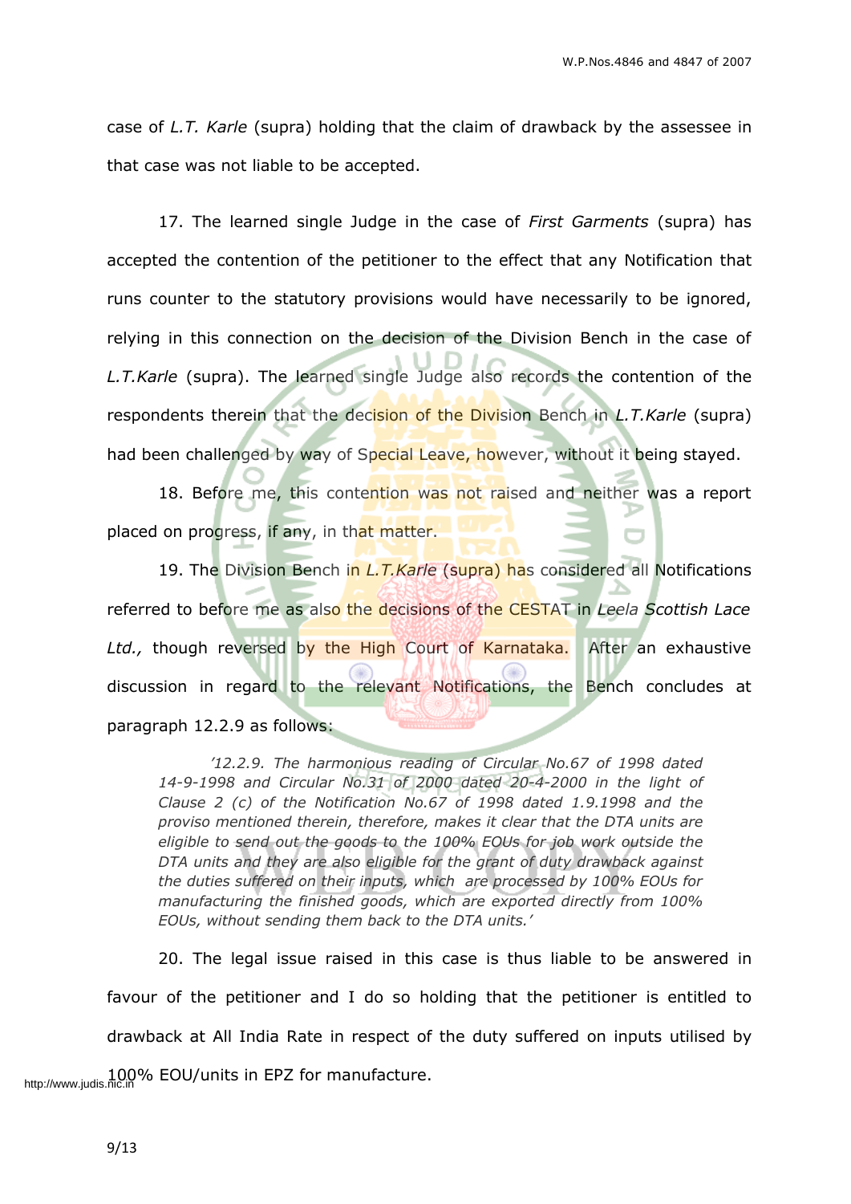case of *L.T. Karle* (supra) holding that the claim of drawback by the assessee in that case was not liable to be accepted.

17. The learned single Judge in the case of *First Garments* (supra) has accepted the contention of the petitioner to the effect that any Notification that runs counter to the statutory provisions would have necessarily to be ignored, relying in this connection on the decision of the Division Bench in the case of *L.T.Karle* (supra). The learned single Judge also records the contention of the respondents therein that the decision of the Division Bench in *L.T.Karle* (supra) had been challenged by way of Special Leave, however, without it being stayed.

18. Before me, this contention was not raised and neither was a report placed on progress, if any, in that matter.

19. The Division Bench in *L.T.Karle* (supra) has considered all Notifications referred to before me as also the decisions of the CESTAT in *Leela Scottish Lace Ltd.,* though reversed by the High Court of Karnataka. After an exhaustive discussion in regard to the relevant Notifications, the Bench concludes at paragraph 12.2.9 as follows:

> *'12.2.9. The harmonious reading of Circular No.67 of 1998 dated 14-9-1998 and Circular No.31 of 2000 dated 20-4-2000 in the light of Clause 2 (c) of the Notification No.67 of 1998 dated 1.9.1998 and the proviso mentioned therein, therefore, makes it clear that the DTA units are eligible to send out the goods to the 100% EOUs for job work outside the DTA units and they are also eligible for the grant of duty drawback against the duties suffered on their inputs, which are processed by 100% EOUs for manufacturing the finished goods, which are exported directly from 100% EOUs, without sending them back to the DTA units.'*

20. The legal issue raised in this case is thus liable to be answered in favour of the petitioner and I do so holding that the petitioner is entitled to drawback at All India Rate in respect of the duty suffered on inputs utilised by 100% EOU/units in EPZ for manufacture.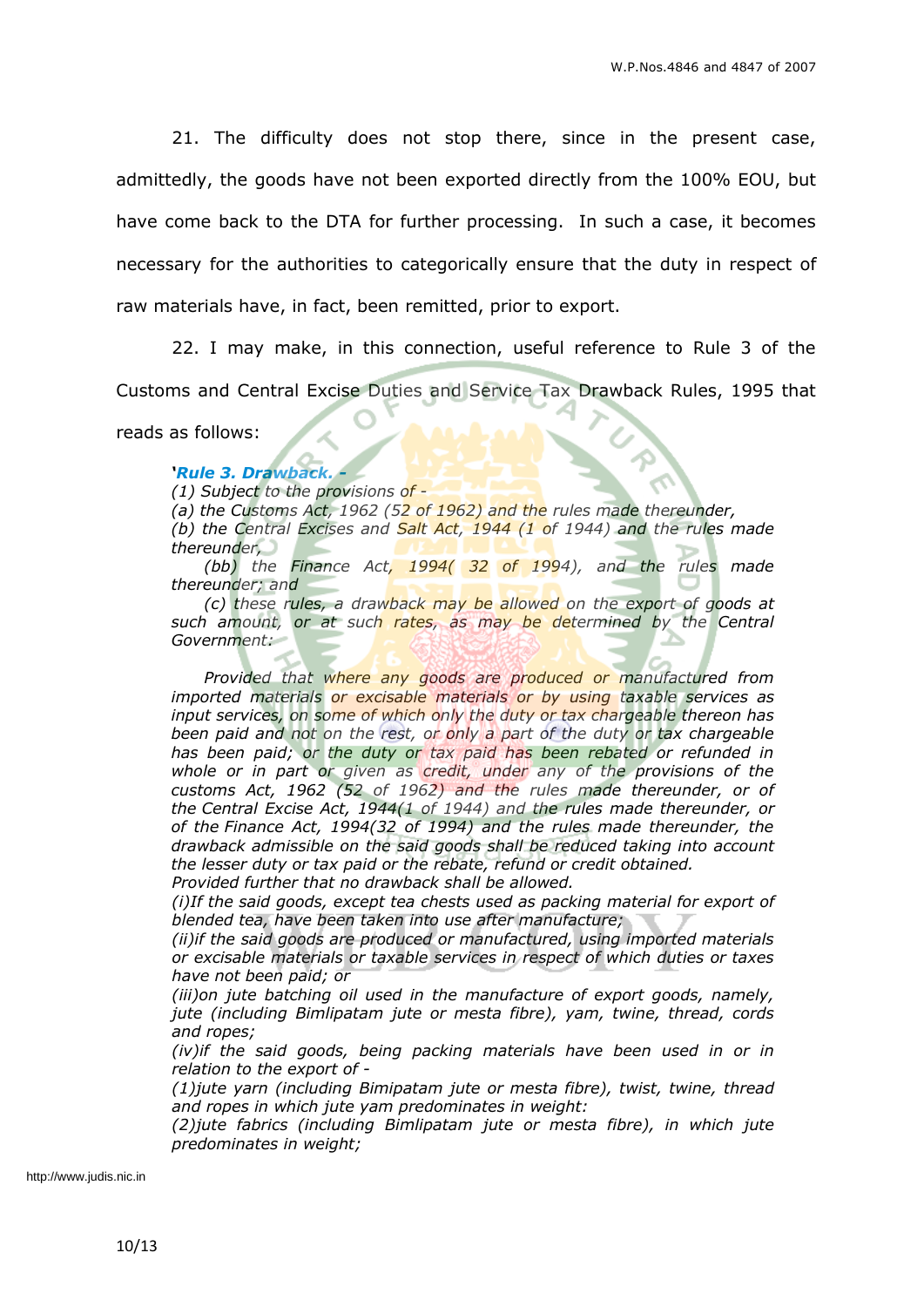21. The difficulty does not stop there, since in the present case, admittedly, the goods have not been exported directly from the 100% EOU, but have come back to the DTA for further processing. In such a case, it becomes necessary for the authorities to categorically ensure that the duty in respect of raw materials have, in fact, been remitted, prior to export.

22. I may make, in this connection, useful reference to Rule 3 of the Customs and Central Excise Duties and Service Tax Drawback Rules, 1995 that reads as follows:

> *'**Rule 3. Drawback.** -*
> *(1) Subject to the provisions of -*
> *(a) the Customs Act, 1962 (52 of 1962) and the rules made thereunder,*
> *(b) the Central Excises and Salt Act, 1944 (1 of 1944) and the rules made thereunder,*
> *(bb) the Finance Act, 1994( 32 of 1994), and the rules made thereunder; and*
> *(c) these rules, a drawback may be allowed on the export of goods at such amount, or at such rates, as may be determined by the Central Government:*
>
> *Provided that where any goods are produced or manufactured from imported materials or excisable materials or by using taxable services as input services, on some of which only the duty or tax chargeable thereon has been paid and not on the rest, or only a part of the duty or tax chargeable has been paid; or the duty or tax paid has been rebated or refunded in whole or in part or given as credit, under any of the provisions of the customs Act, 1962 (52 of 1962) and the rules made thereunder, or of the Central Excise Act, 1944(1 of 1944) and the rules made thereunder, or of the Finance Act, 1994(32 of 1994) and the rules made thereunder, the drawback admissible on the said goods shall be reduced taking into account the lesser duty or tax paid or the rebate, refund or credit obtained.*
> *Provided further that no drawback shall be allowed.*
> *(i)If the said goods, except tea chests used as packing material for export of blended tea, have been taken into use after manufacture;*
> *(ii)if the said goods are produced or manufactured, using imported materials or excisable materials or taxable services in respect of which duties or taxes have not been paid; or*
> *(iii)on jute batching oil used in the manufacture of export goods, namely, jute (including Bimlipatam jute or mesta fibre), yam, twine, thread, cords and ropes;*
> *(iv)if the said goods, being packing materials have been used in or in relation to the export of -*
> *(1)jute yarn (including Bimipatam jute or mesta fibre), twist, twine, thread and ropes in which jute yam predominates in weight:*
> *(2)jute fabrics (including Bimlipatam jute or mesta fibre), in which jute predominates in weight;*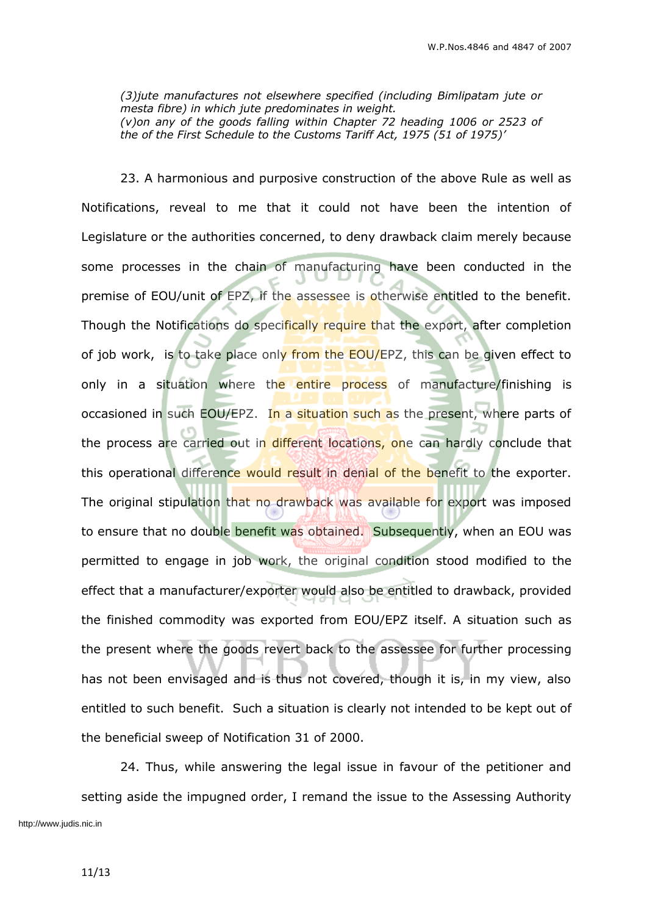*(3)jute manufactures not elsewhere specified (including Bimlipatam jute or mesta fibre) in which jute predominates in weight.*
*(v)on any of the goods falling within Chapter 72 heading 1006 or 2523 of the of the First Schedule to the Customs Tariff Act, 1975 (51 of 1975)'*

23. A harmonious and purposive construction of the above Rule as well as Notifications, reveal to me that it could not have been the intention of Legislature or the authorities concerned, to deny drawback claim merely because some processes in the chain of manufacturing have been conducted in the premise of EOU/unit of EPZ, if the assessee is otherwise entitled to the benefit. Though the Notifications do specifically require that the export, after completion of job work, is to take place only from the EOU/EPZ, this can be given effect to only in a situation where the entire process of manufacture/finishing is occasioned in such EOU/EPZ. In a situation such as the present, where parts of the process are carried out in different locations, one can hardly conclude that this operational difference would result in denial of the benefit to the exporter. The original stipulation that no drawback was available for export was imposed to ensure that no double benefit was obtained. Subsequently, when an EOU was permitted to engage in job work, the original condition stood modified to the effect that a manufacturer/exporter would also be entitled to drawback, provided the finished commodity was exported from EOU/EPZ itself. A situation such as the present where the goods revert back to the assessee for further processing has not been envisaged and is thus not covered, though it is, in my view, also entitled to such benefit. Such a situation is clearly not intended to be kept out of the beneficial sweep of Notification 31 of 2000.

24. Thus, while answering the legal issue in favour of the petitioner and setting aside the impugned order, I remand the issue to the Assessing Authority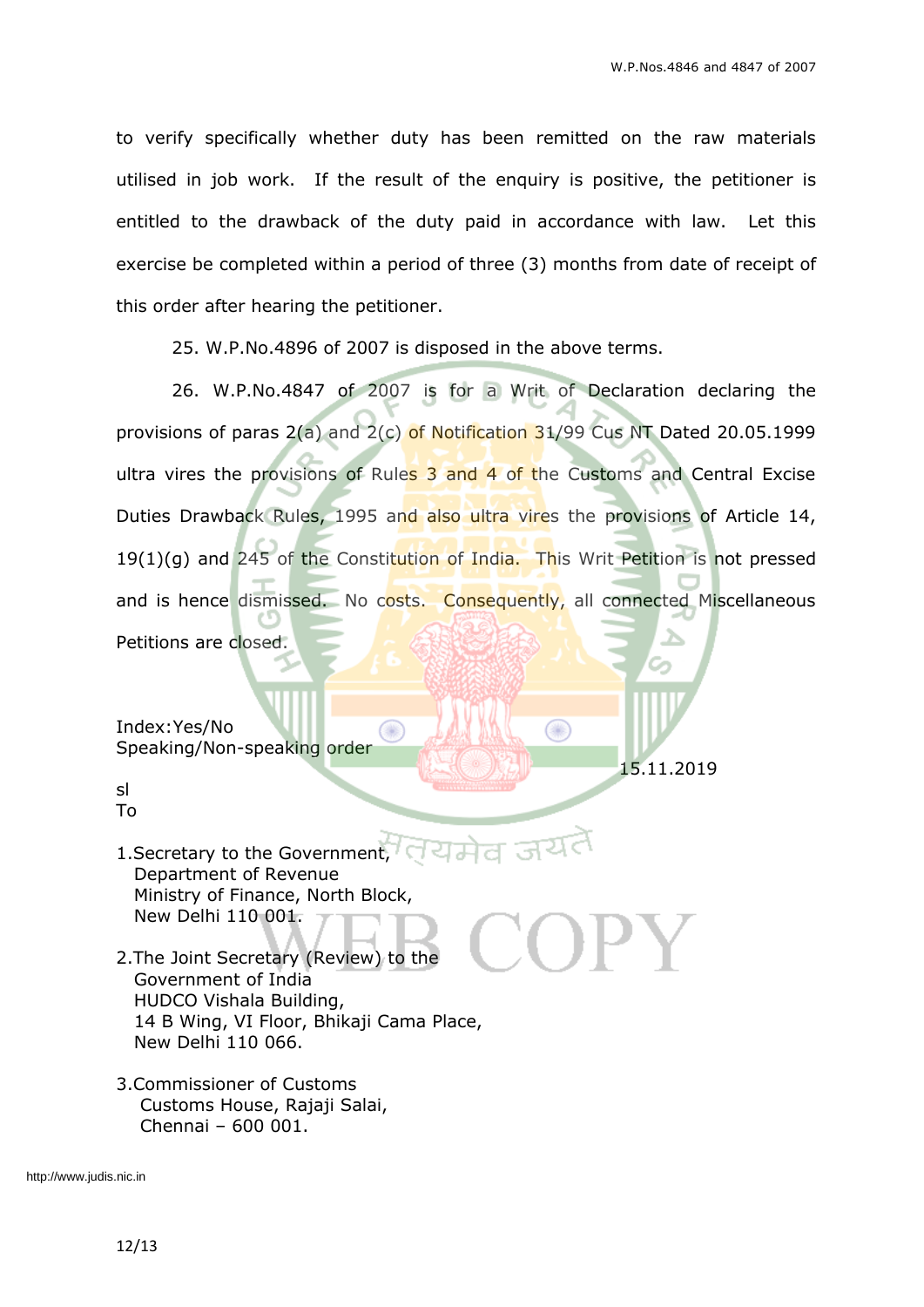to verify specifically whether duty has been remitted on the raw materials utilised in job work. If the result of the enquiry is positive, the petitioner is entitled to the drawback of the duty paid in accordance with law. Let this exercise be completed within a period of three (3) months from date of receipt of this order after hearing the petitioner.

25. W.P.No.4896 of 2007 is disposed in the above terms.

26. W.P.No.4847 of 2007 is for a Writ of Declaration declaring the provisions of paras 2(a) and 2(c) of Notification 31/99 Cus NT Dated 20.05.1999 ultra vires the provisions of Rules 3 and 4 of the Customs and Central Excise Duties Drawback Rules, 1995 and also ultra vires the provisions of Article 14, 19(1)(g) and 245 of the Constitution of India. This Writ Petition is not pressed and is hence dismissed. No costs. Consequently, all connected Miscellaneous Petitions are closed.

Index:Yes/No
Speaking/Non-speaking order

15.11.2019

sl

To

1.Secretary to the Government,
Department of Revenue
Ministry of Finance, North Block,
New Delhi 110 001.

2.The Joint Secretary (Review) to the
Government of India
HUDCO Vishala Building,
14 B Wing, VI Floor, Bhikaji Cama Place,
New Delhi 110 066.

3.Commissioner of Customs
Customs House, Rajaji Salai,
Chennai – 600 001.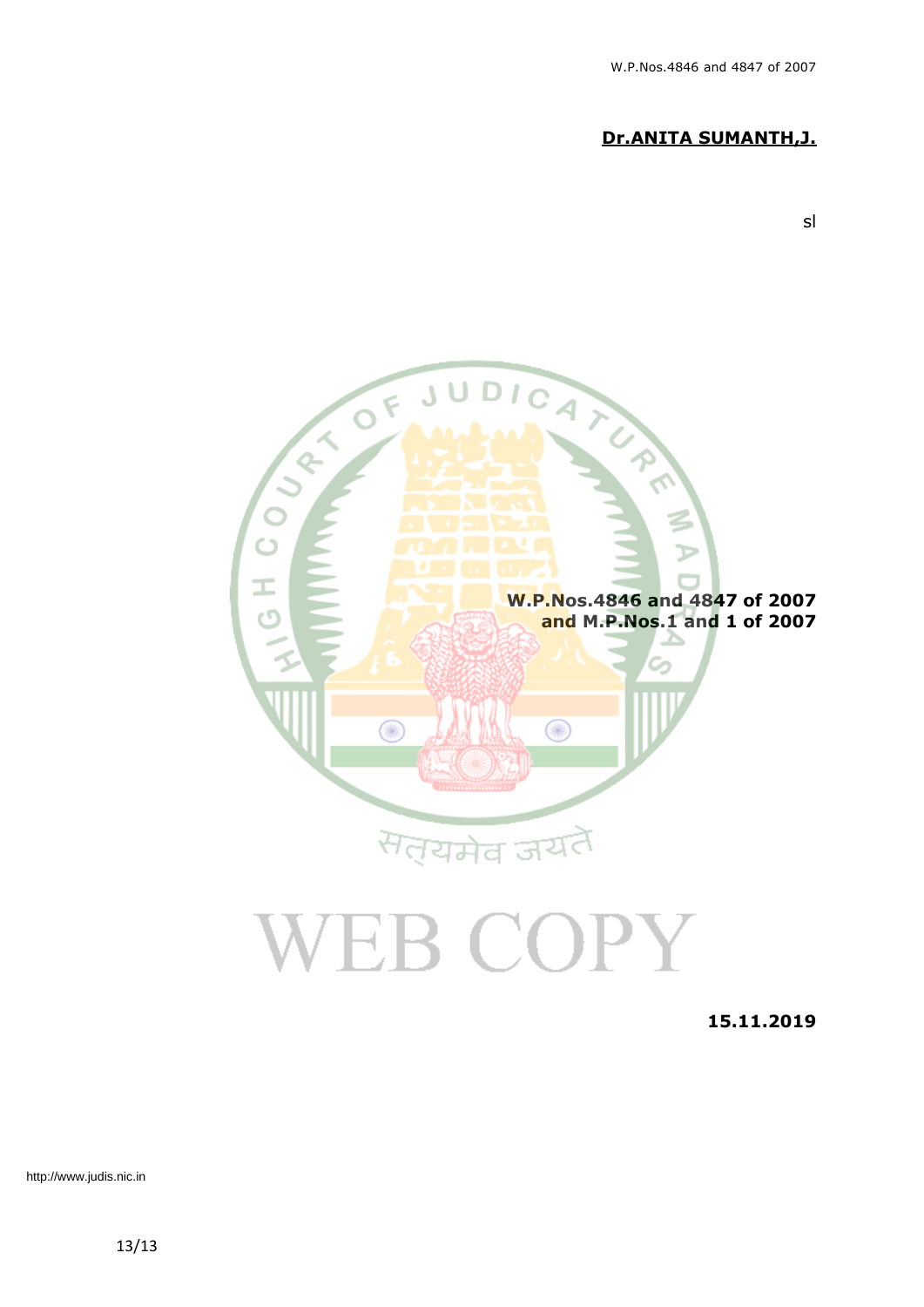**Dr.ANITA SUMANTH,J.**

sl

**W.P.Nos.4846 and 4847 of 2007**
**and M.P.Nos.1 and 1 of 2007**

**15.11.2019**